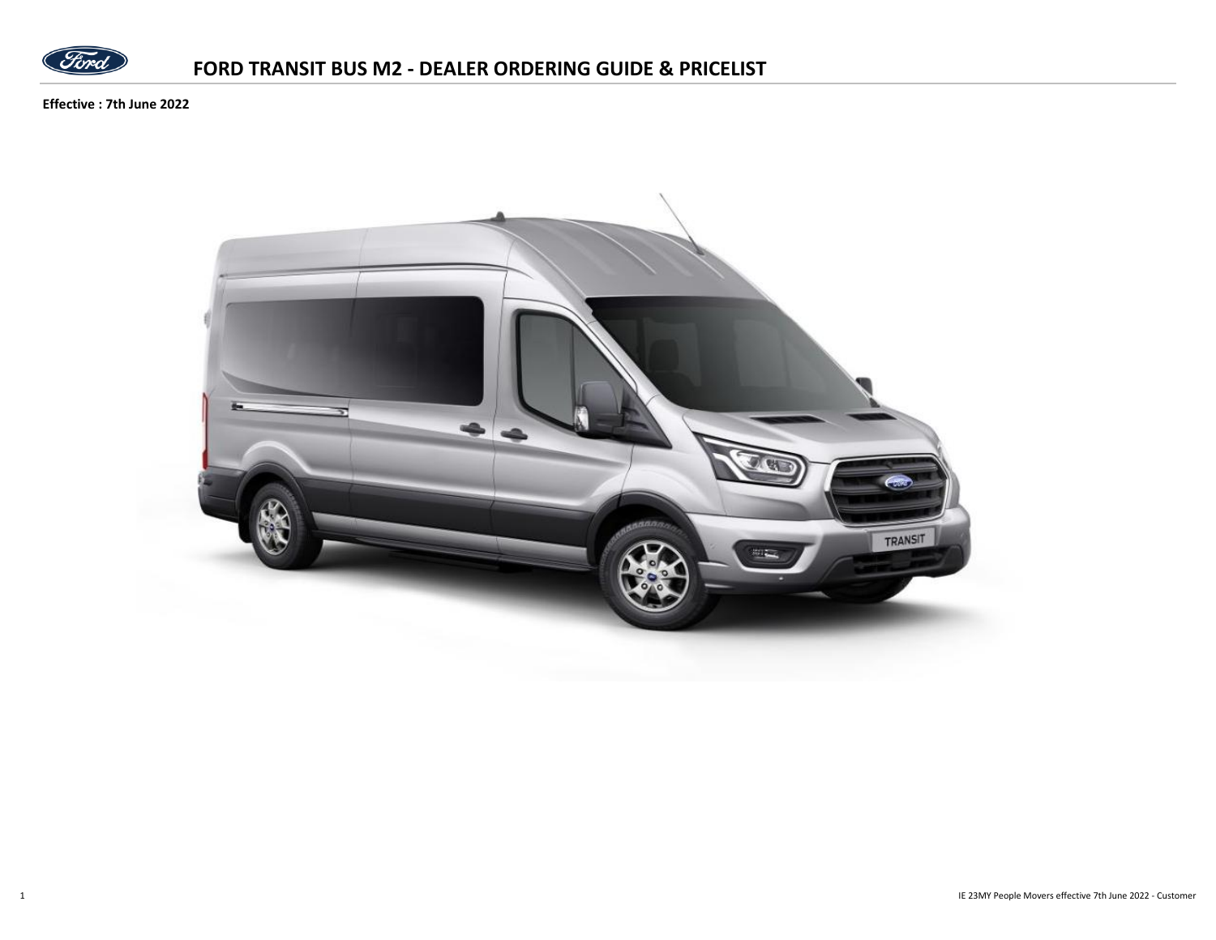# FORD TRANSIT BUS M2 - DEALER ORDERING GUIDE & PRICELIST

**Effective : 7th June 2022**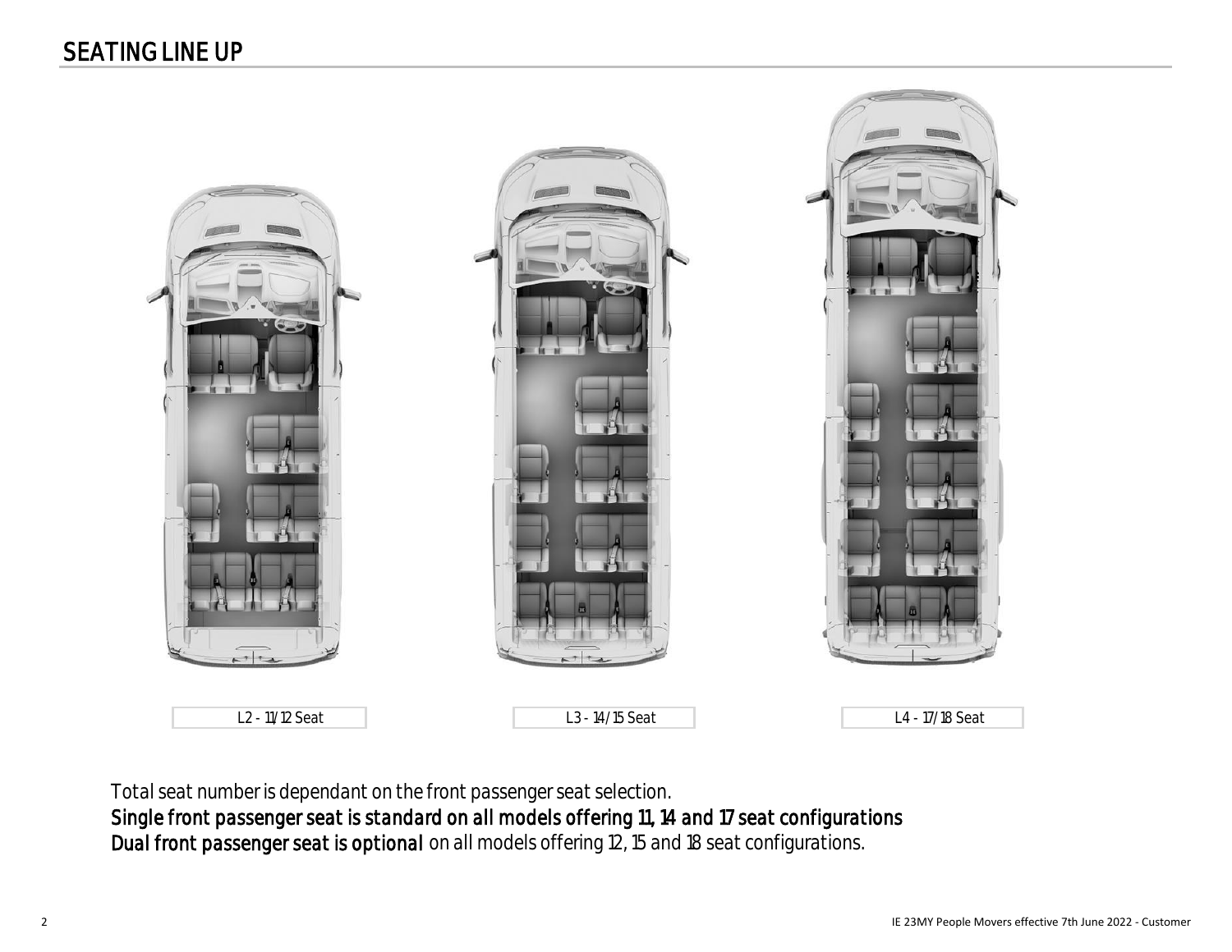# SEATING LINE UP

L2 - 11/12 Seat

L3 - 14/15 Seat

L4 - 17/18 Seat

Total seat number is dependant on the front passenger seat selection.

*Single front passenger seat is standard on all models offering 11, 14 and 17 seat configurations*

*Dual front passenger seat is optional* on all models offering 12, 15 and 18 seat configurations.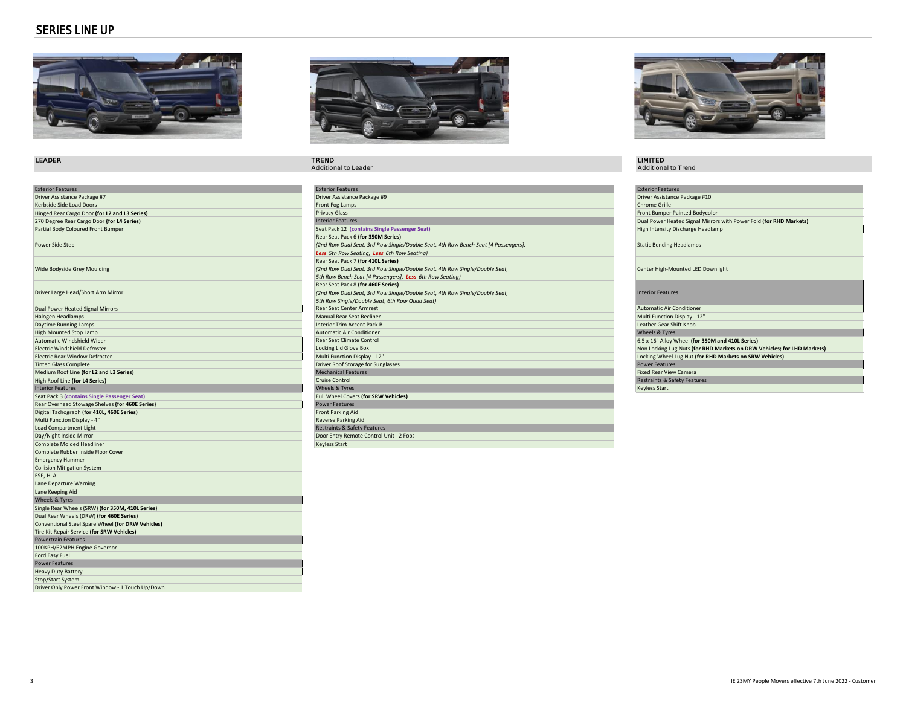# SERIES LINE UP

## LEADER

| Exterior Features |
|---|
| Driver Assistance Package #7 |
| Kerbside Side Load Doors |
| Hinged Rear Cargo Door **(for L2 and L3 Series)** |
| 270 Degree Rear Cargo Door **(for L4 Series)** |
| Partial Body Coloured Front Bumper |
| Power Side Step |
| Wide Bodyside Grey Moulding |
| Driver Large Head/Short Arm Mirror |
| Dual Power Heated Signal Mirrors |
| Halogen Headlamps |
| Daytime Running Lamps |
| High Mounted Stop Lamp |
| Automatic Windshield Wiper |
| Electric Windshield Defroster |
| Electric Rear Window Defroster |
| Tinted Glass Complete |
| Medium Roof Line **(for L2 and L3 Series)** |
| High Roof Line **(for L4 Series)** |
| **Interior Features** |
| Seat Pack 3 **(contains Single Passenger Seat)** |
| Rear Overhead Stowage Shelves **(for 460E Series)** |
| Digital Tachograph **(for 410L, 460E Series)** |
| Multi Function Display - 4" |
| Load Compartment Light |
| Day/Night Inside Mirror |
| Complete Molded Headliner |
| Complete Rubber Inside Floor Cover |
| Emergency Hammer |
| Collision Mitigation System |
| ESP, HLA |
| Lane Departure Warning |
| Lane Keeping Aid |
| **Wheels & Tyres** |
| Single Rear Wheels (SRW) **(for 350M, 410L Series)** |
| Dual Rear Wheels (DRW) **(for 460E Series)** |
| Conventional Steel Spare Wheel **(for DRW Vehicles)** |
| Tire Kit Repair Service **(for SRW Vehicles)** |
| **Powertrain Features** |
| 100KPH/62MPH Engine Governor |
| Ford Easy Fuel |
| **Power Features** |
| Heavy Duty Battery |
| Stop/Start System |
| Driver Only Power Front Window - 1 Touch Up/Down |

## TREND
Additional to Leader

| Exterior Features |
|---|
| Driver Assistance Package #9 |
| Front Fog Lamps |
| Privacy Glass |
| **Interior Features** |
| Seat Pack 12 **(contains Single Passenger Seat)** |
| Rear Seat Pack 6 **(for 350M Series)** *(2nd Row Dual Seat, 3rd Row Single/Double Seat, 4th Row Bench Seat [4 Passengers], **Less** 5th Row Seating, **Less** 6th Row Seating)* |
| Rear Seat Pack 7 **(for 410L Series)** *(2nd Row Dual Seat, 3rd Row Single/Double Seat, 4th Row Single/Double Seat, 5th Row Bench Seat [4 Passengers], **Less** 6th Row Seating)* |
| Rear Seat Pack 8 **(for 460E Series)** *(2nd Row Dual Seat, 3rd Row Single/Double Seat, 4th Row Single/Double Seat, 5th Row Single/Double Seat, 6th Row Quad Seat)* |
| Rear Seat Center Armrest |
| Manual Rear Seat Recliner |
| Interior Trim Accent Pack B |
| Automatic Air Conditioner |
| Rear Seat Climate Control |
| Locking Lid Glove Box |
| Multi Function Display - 12" |
| Driver Roof Storage for Sunglasses |
| **Mechanical Features** |
| Cruise Control |
| **Wheels & Tyres** |
| Full Wheel Covers **(for SRW Vehicles)** |
| **Power Features** |
| Front Parking Aid |
| Reverse Parking Aid |
| **Restraints & Safety Features** |
| Door Entry Remote Control Unit - 2 Fobs |
| Keyless Start |

## LIMITED
Additional to Trend

| Exterior Features |
|---|
| Driver Assistance Package #10 |
| Chrome Grille |
| Front Bumper Painted Bodycolor |
| Dual Power Heated Signal Mirrors with Power Fold **(for RHD Markets)** |
| High Intensity Discharge Headlamp |
| Static Bending Headlamps |
| Center High-Mounted LED Downlight |
| **Interior Features** |
| Automatic Air Conditioner |
| Multi Function Display - 12" |
| Leather Gear Shift Knob |
| **Wheels & Tyres** |
| 6.5 x 16" Alloy Wheel **(for 350M and 410L Series)** |
| Non Locking Lug Nuts **(for RHD Markets on DRW Vehicles; for LHD Markets)** |
| Locking Wheel Lug Nut **(for RHD Markets on SRW Vehicles)** |
| **Power Features** |
| Fixed Rear View Camera |
| **Restraints & Safety Features** |
| Keyless Start |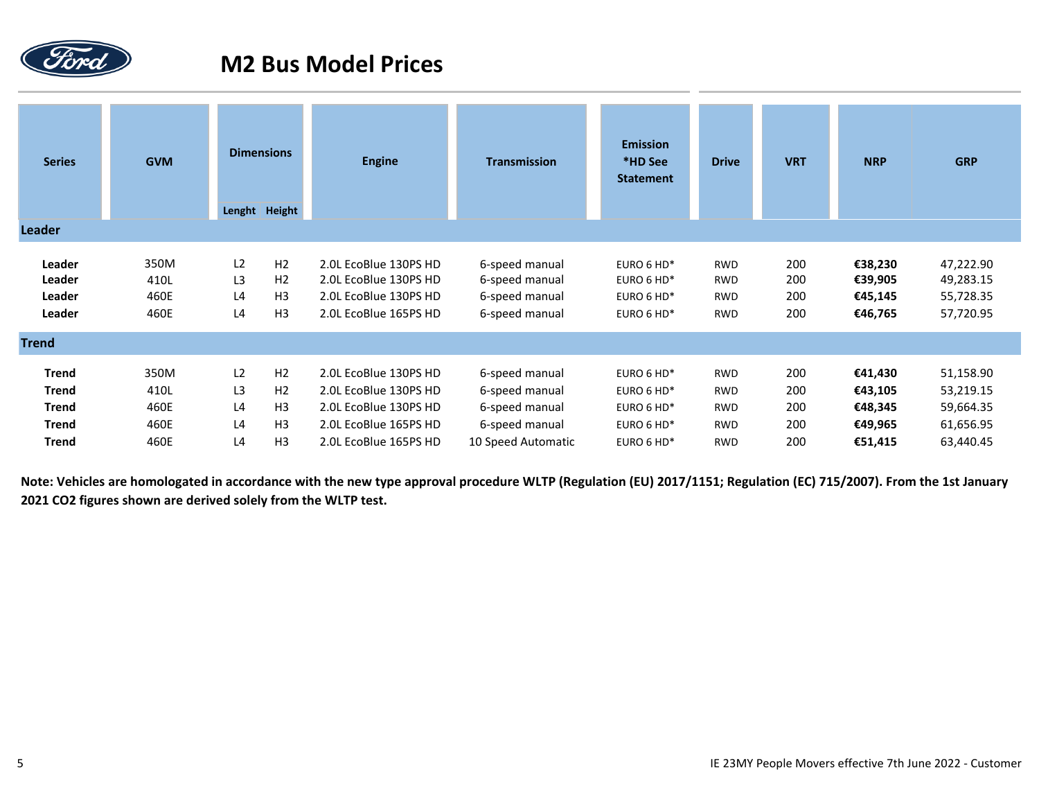## M2 Bus Model Prices

| Series | GVM | Dimensions | | Engine | Transmission | Emission *HD See Statement | Drive | VRT | NRP | GRP |
|---|---|---|---|---|---|---|---|---|---|---|
| | | Lenght | Height | | | | | | | |
| **Leader** | | | | | | | | | | |
| **Leader** | 350M | L2 | H2 | 2.0L EcoBlue 130PS HD | 6-speed manual | EURO 6 HD* | RWD | 200 | **€38,230** | 47,222.90 |
| **Leader** | 410L | L3 | H2 | 2.0L EcoBlue 130PS HD | 6-speed manual | EURO 6 HD* | RWD | 200 | **€39,905** | 49,283.15 |
| **Leader** | 460E | L4 | H3 | 2.0L EcoBlue 130PS HD | 6-speed manual | EURO 6 HD* | RWD | 200 | **€45,145** | 55,728.35 |
| **Leader** | 460E | L4 | H3 | 2.0L EcoBlue 165PS HD | 6-speed manual | EURO 6 HD* | RWD | 200 | **€46,765** | 57,720.95 |
| **Trend** | | | | | | | | | | |
| **Trend** | 350M | L2 | H2 | 2.0L EcoBlue 130PS HD | 6-speed manual | EURO 6 HD* | RWD | 200 | **€41,430** | 51,158.90 |
| **Trend** | 410L | L3 | H2 | 2.0L EcoBlue 130PS HD | 6-speed manual | EURO 6 HD* | RWD | 200 | **€43,105** | 53,219.15 |
| **Trend** | 460E | L4 | H3 | 2.0L EcoBlue 130PS HD | 6-speed manual | EURO 6 HD* | RWD | 200 | **€48,345** | 59,664.35 |
| **Trend** | 460E | L4 | H3 | 2.0L EcoBlue 165PS HD | 6-speed manual | EURO 6 HD* | RWD | 200 | **€49,965** | 61,656.95 |
| **Trend** | 460E | L4 | H3 | 2.0L EcoBlue 165PS HD | 10 Speed Automatic | EURO 6 HD* | RWD | 200 | **€51,415** | 63,440.45 |

**Note: Vehicles are homologated in accordance with the new type approval procedure WLTP (Regulation (EU) 2017/1151; Regulation (EC) 715/2007). From the 1st January 2021 $CO_2$ figures shown are derived solely from the WLTP test.**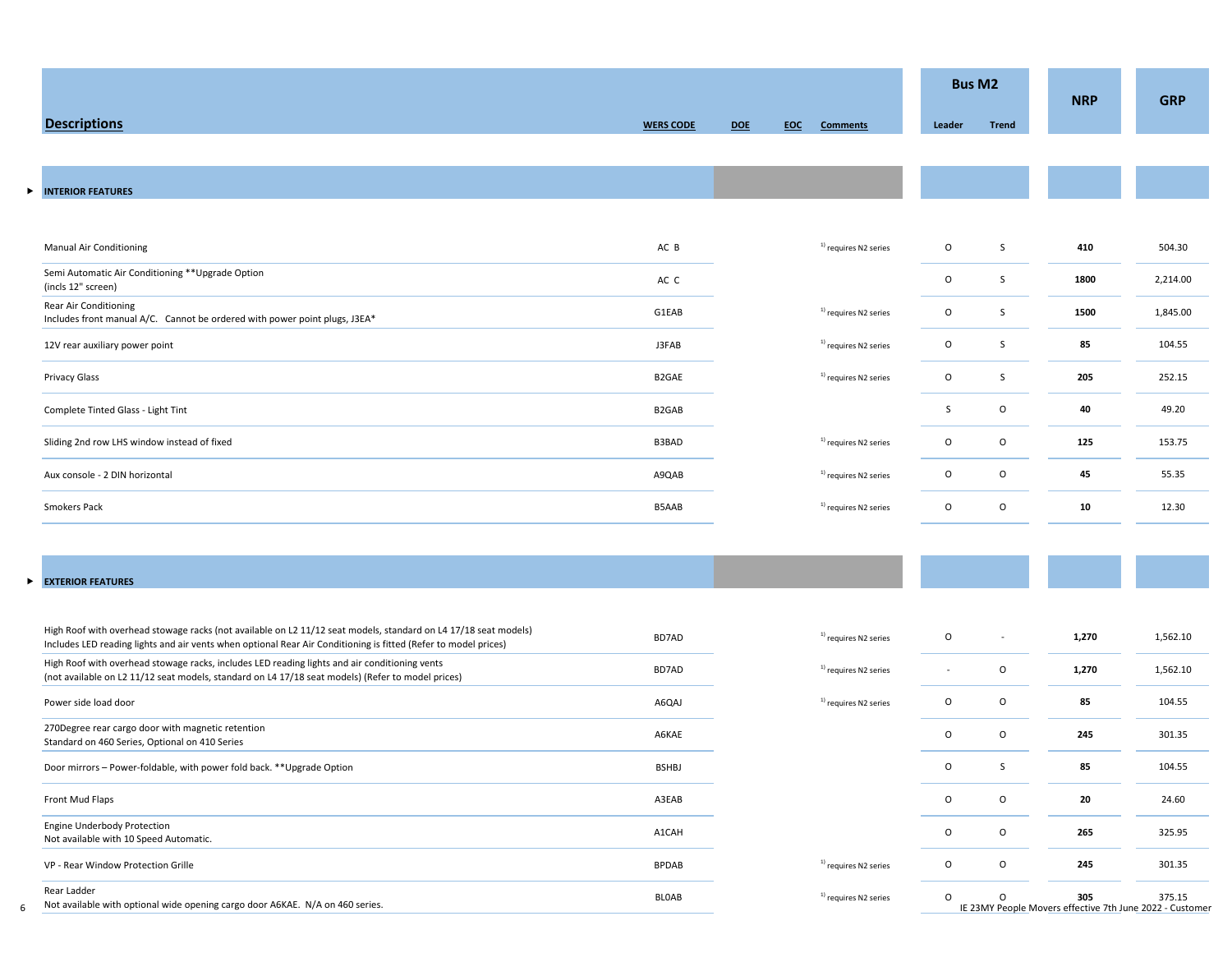| Descriptions | WERS CODE | DOE | EOC | Comments | Bus M2 Leader | Bus M2 Trend | NRP | GRP |
|---|---|---|---|---|---|---|---|---|
| **INTERIOR FEATURES** | | | | | | | | |
| Manual Air Conditioning | AC B | | | [1] requires N2 series | O | S | 410 | 504.30 |
| Semi Automatic Air Conditioning **Upgrade Option (incls 12" screen) | AC C | | | | O | S | 1800 | 2,214.00 |
| Rear Air Conditioning Includes front manual A/C. Cannot be ordered with power point plugs, J3EA* | G1EAB | | | [1] requires N2 series | O | S | 1500 | 1,845.00 |
| 12V rear auxiliary power point | J3FAB | | | [1] requires N2 series | O | S | 85 | 104.55 |
| Privacy Glass | B2GAE | | | [1] requires N2 series | O | S | 205 | 252.15 |
| Complete Tinted Glass - Light Tint | B2GAB | | | | S | O | 40 | 49.20 |
| Sliding 2nd row LHS window instead of fixed | B3BAD | | | [1] requires N2 series | O | O | 125 | 153.75 |
| Aux console - 2 DIN horizontal | A9QAB | | | [1] requires N2 series | O | O | 45 | 55.35 |
| Smokers Pack | B5AAB | | | [1] requires N2 series | O | O | 10 | 12.30 |
| **EXTERIOR FEATURES** | | | | | | | | |
| High Roof with overhead stowage racks (not available on L2 11/12 seat models, standard on L4 17/18 seat models) Includes LED reading lights and air vents when optional Rear Air Conditioning is fitted (Refer to model prices) | BD7AD | | | [1] requires N2 series | O | - | 1,270 | 1,562.10 |
| High Roof with overhead stowage racks, includes LED reading lights and air conditioning vents (not available on L2 11/12 seat models, standard on L4 17/18 seat models) (Refer to model prices) | BD7AD | | | [1] requires N2 series | - | O | 1,270 | 1,562.10 |
| Power side load door | A6QAJ | | | [1] requires N2 series | O | O | 85 | 104.55 |
| 270Degree rear cargo door with magnetic retention Standard on 460 Series, Optional on 410 Series | A6KAE | | | | O | O | 245 | 301.35 |
| Door mirrors – Power-foldable, with power fold back. **Upgrade Option | BSHBJ | | | | O | S | 85 | 104.55 |
| Front Mud Flaps | A3EAB | | | | O | O | 20 | 24.60 |
| Engine Underbody Protection Not available with 10 Speed Automatic. | A1CAH | | | | O | O | 265 | 325.95 |
| VP - Rear Window Protection Grille | BPDAB | | | [1] requires N2 series | O | O | 245 | 301.35 |
| Rear Ladder Not available with optional wide opening cargo door A6KAE. N/A on 460 series. | BL0AB | | | [1] requires N2 series | O | O | 305 | 375.15 |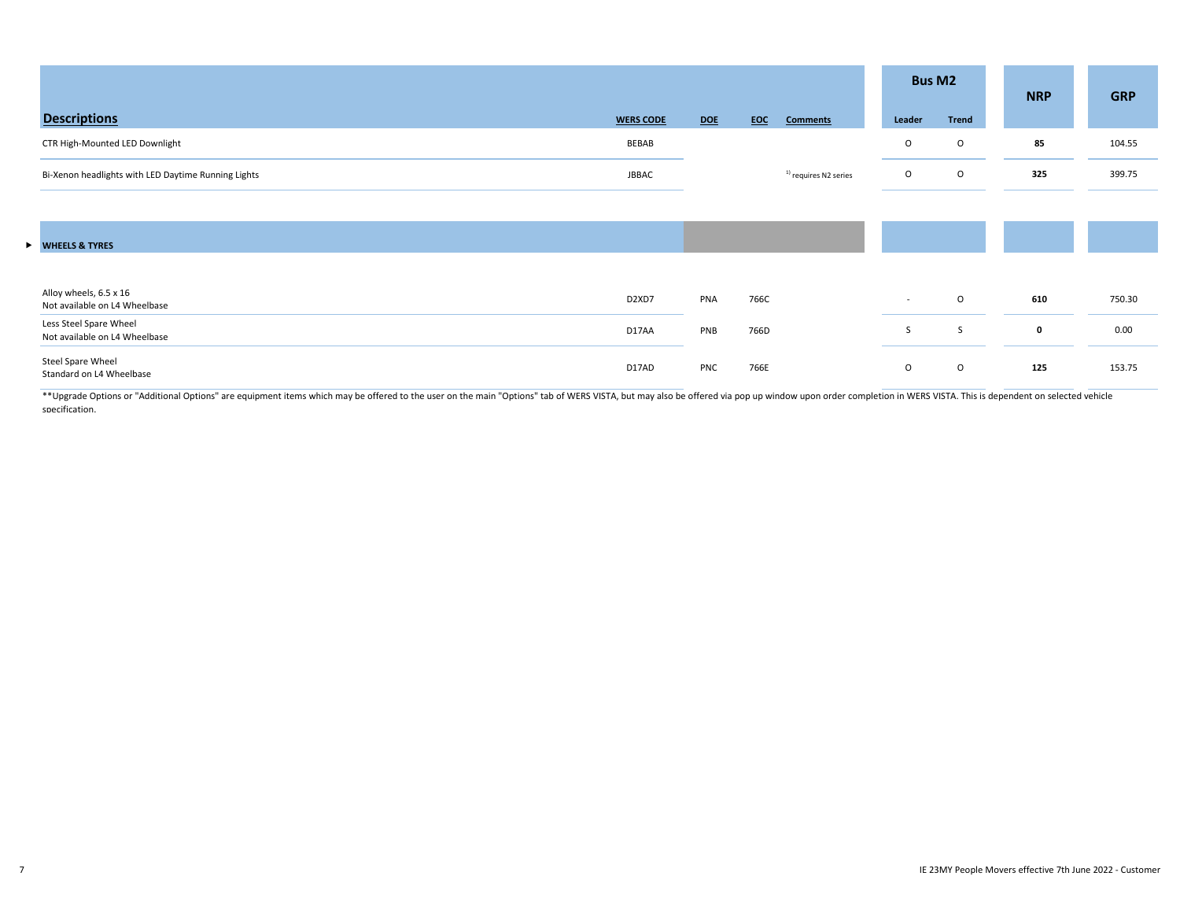| Descriptions | WERS CODE | DOE | EOC | Comments | Bus M2 | | NRP | GRP |
|---|---|---|---|---|---|---|---|---|
| | | | | | Leader | Trend | | |
| CTR High-Mounted LED Downlight | BEBAB | | | | O | O | **85** | 104.55 |
| Bi-Xenon headlights with LED Daytime Running Lights | JBBAC | | | [1)] requires N2 series | O | O | **325** | 399.75 |
| **WHEELS & TYRES** | | | | | | | | |
| Alloy wheels, 6.5 x 16<br>Not available on L4 Wheelbase | D2XD7 | PNA | 766C | | - | O | **610** | 750.30 |
| Less Steel Spare Wheel<br>Not available on L4 Wheelbase | D17AA | PNB | 766D | | S | S | **0** | 0.00 |
| Steel Spare Wheel<br>Standard on L4 Wheelbase | D17AD | PNC | 766E | | O | O | **125** | 153.75 |

**Upgrade Options or "Additional Options" are equipment items which may be offered to the user on the main "Options" tab of WERS VISTA, but may also be offered via pop up window upon order completion in WERS VISTA. This is dependent on selected vehicle specification.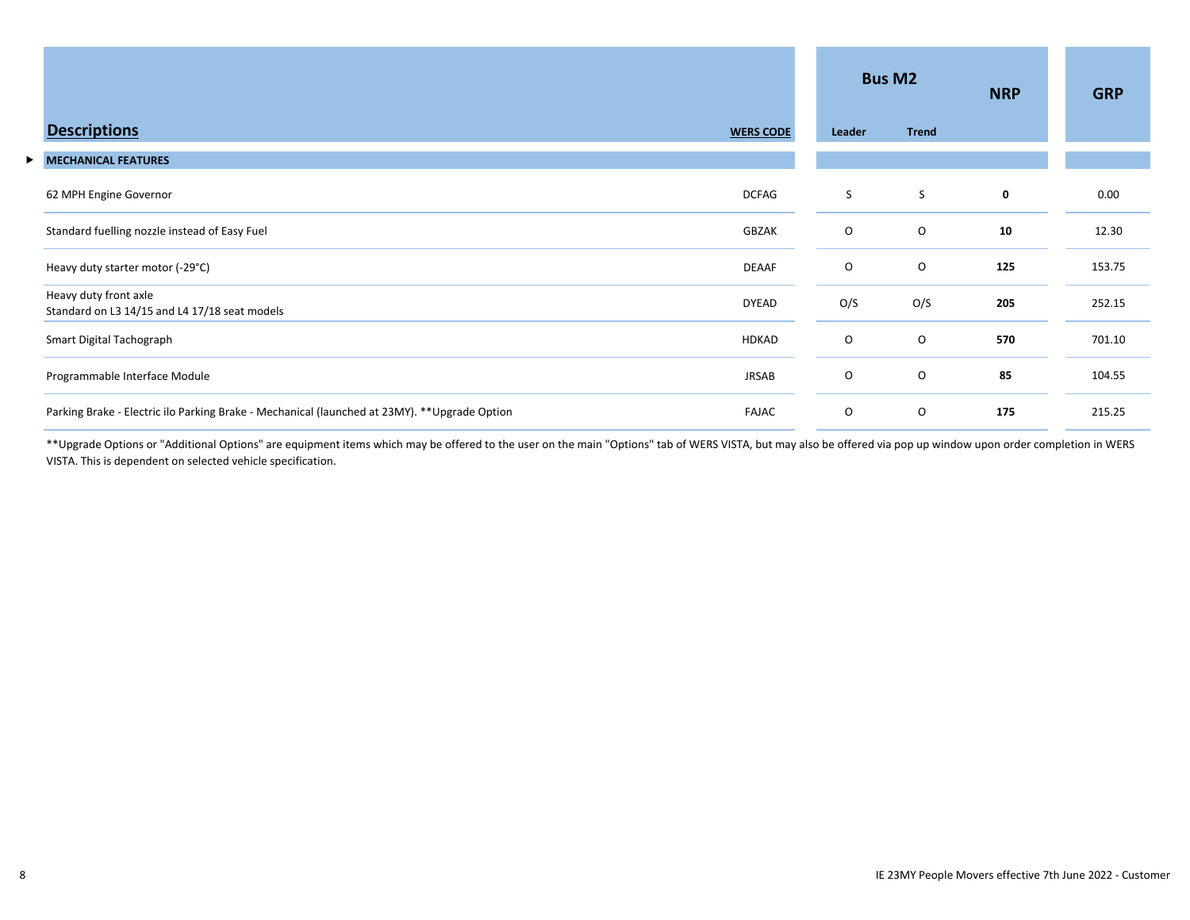| Descriptions | WERS CODE | Bus M2 | | NRP | GRP |
|---|---|---|---|---|---|
| | | Leader | Trend | | |
| **MECHANICAL FEATURES** | | | | | |
| 62 MPH Engine Governor | DCFAG | S | S | **0** | 0.00 |
| Standard fuelling nozzle instead of Easy Fuel | GBZAK | O | O | **10** | 12.30 |
| Heavy duty starter motor (-29°C) | DEAAF | O | O | **125** | 153.75 |
| Heavy duty front axle<br>Standard on L3 14/15 and L4 17/18 seat models | DYEAD | O/S | O/S | **205** | 252.15 |
| Smart Digital Tachograph | HDKAD | O | O | **570** | 701.10 |
| Programmable Interface Module | JRSAB | O | O | **85** | 104.55 |
| Parking Brake - Electric ilo Parking Brake - Mechanical (launched at 23MY). **Upgrade Option | FAJAC | O | O | **175** | 215.25 |

**Upgrade Options or "Additional Options" are equipment items which may be offered to the user on the main "Options" tab of WERS VISTA, but may also be offered via pop up window upon order completion in WERS VISTA. This is dependent on selected vehicle specification.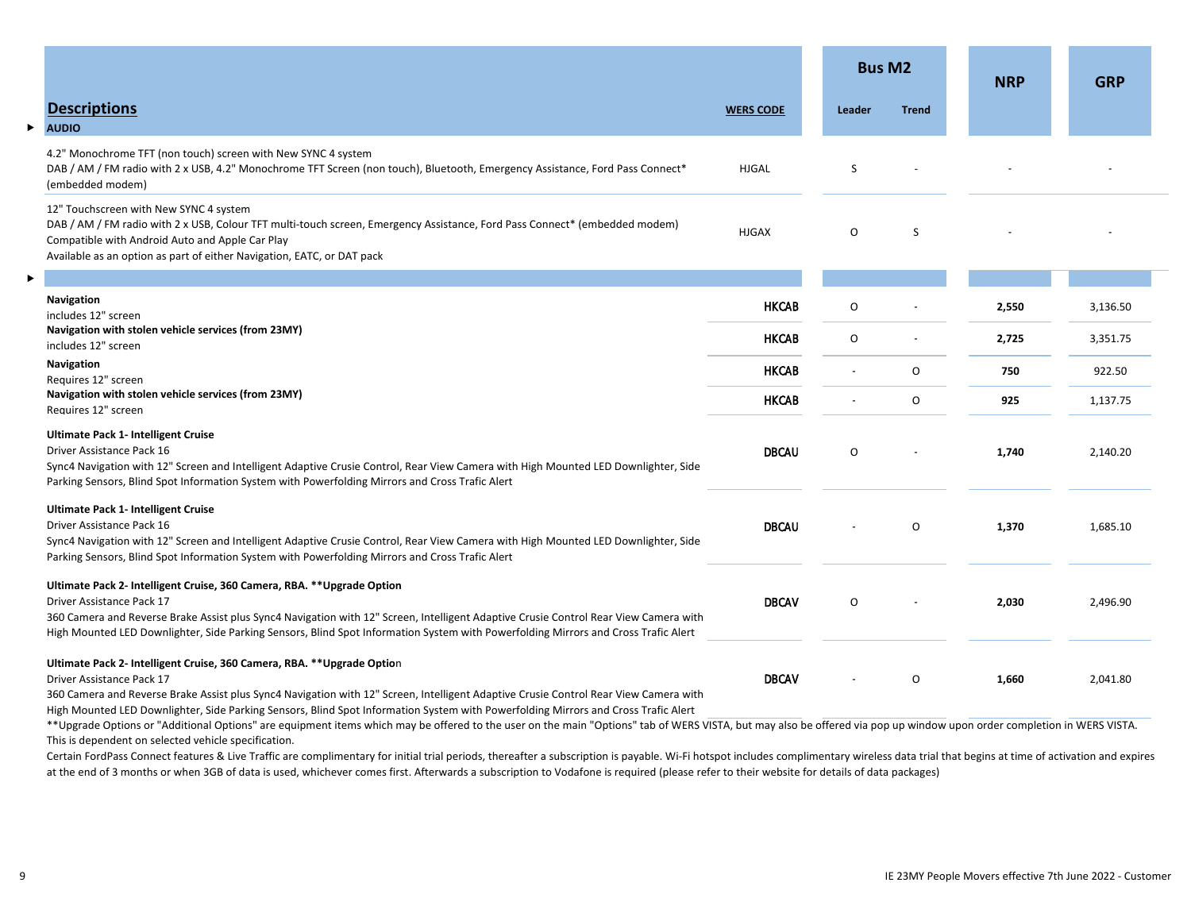| Descriptions | WERS CODE | Bus M2 | | NRP | GRP |
|---|---|---|---|---|---|
| | | Leader | Trend | | |
| **AUDIO** | | | | | |
| 4.2" Monochrome TFT (non touch) screen with New SYNC 4 system<br>DAB / AM / FM radio with 2 x USB, 4.2" Monochrome TFT Screen (non touch), Bluetooth, Emergency Assistance, Ford Pass Connect* (embedded modem) | HJGAL | S | - | - | - |
| 12" Touchscreen with New SYNC 4 system<br>DAB / AM / FM radio with 2 x USB, Colour TFT multi-touch screen, Emergency Assistance, Ford Pass Connect* (embedded modem)<br>Compatible with Android Auto and Apple Car Play<br>Available as an option as part of either Navigation, EATC, or DAT pack | HJGAX | O | S | - | - |
| | | | | | |
| **Navigation**<br>includes 12" screen | **HKCAB** | O | - | **2,550** | 3,136.50 |
| **Navigation with stolen vehicle services (from 23MY)**<br>includes 12" screen | **HKCAB** | O | - | **2,725** | 3,351.75 |
| **Navigation**<br>Requires 12" screen | **HKCAB** | - | O | **750** | 922.50 |
| **Navigation with stolen vehicle services (from 23MY)**<br>Requires 12" screen | **HKCAB** | - | O | **925** | 1,137.75 |
| **Ultimate Pack 1- Intelligent Cruise**<br>Driver Assistance Pack 16<br>Sync4 Navigation with 12" Screen and Intelligent Adaptive Crusie Control, Rear View Camera with High Mounted LED Downlighter, Side Parking Sensors, Blind Spot Information System with Powerfolding Mirrors and Cross Trafic Alert | **DBCAU** | O | - | **1,740** | 2,140.20 |
| **Ultimate Pack 1- Intelligent Cruise**<br>Driver Assistance Pack 16<br>Sync4 Navigation with 12" Screen and Intelligent Adaptive Crusie Control, Rear View Camera with High Mounted LED Downlighter, Side Parking Sensors, Blind Spot Information System with Powerfolding Mirrors and Cross Trafic Alert | **DBCAU** | - | O | **1,370** | 1,685.10 |
| **Ultimate Pack 2- Intelligent Cruise, 360 Camera, RBA. **Upgrade Option**<br>Driver Assistance Pack 17<br>360 Camera and Reverse Brake Assist plus Sync4 Navigation with 12" Screen, Intelligent Adaptive Crusie Control Rear View Camera with High Mounted LED Downlighter, Side Parking Sensors, Blind Spot Information System with Powerfolding Mirrors and Cross Trafic Alert | **DBCAV** | O | - | **2,030** | 2,496.90 |
| **Ultimate Pack 2- Intelligent Cruise, 360 Camera, RBA. **Upgrade Option**<br>Driver Assistance Pack 17<br>360 Camera and Reverse Brake Assist plus Sync4 Navigation with 12" Screen, Intelligent Adaptive Crusie Control Rear View Camera with High Mounted LED Downlighter, Side Parking Sensors, Blind Spot Information System with Powerfolding Mirrors and Cross Trafic Alert | **DBCAV** | - | O | **1,660** | 2,041.80 |

**Upgrade Options or "Additional Options" are equipment items which may be offered to the user on the main "Options" tab of WERS VISTA, but may also be offered via pop up window upon order completion in WERS VISTA. This is dependent on selected vehicle specification.

Certain FordPass Connect features & Live Traffic are complimentary for initial trial periods, thereafter a subscription is payable. Wi-Fi hotspot includes complimentary wireless data trial that begins at time of activation and expires at the end of 3 months or when 3GB of data is used, whichever comes first. Afterwards a subscription to Vodafone is required (please refer to their website for details of data packages)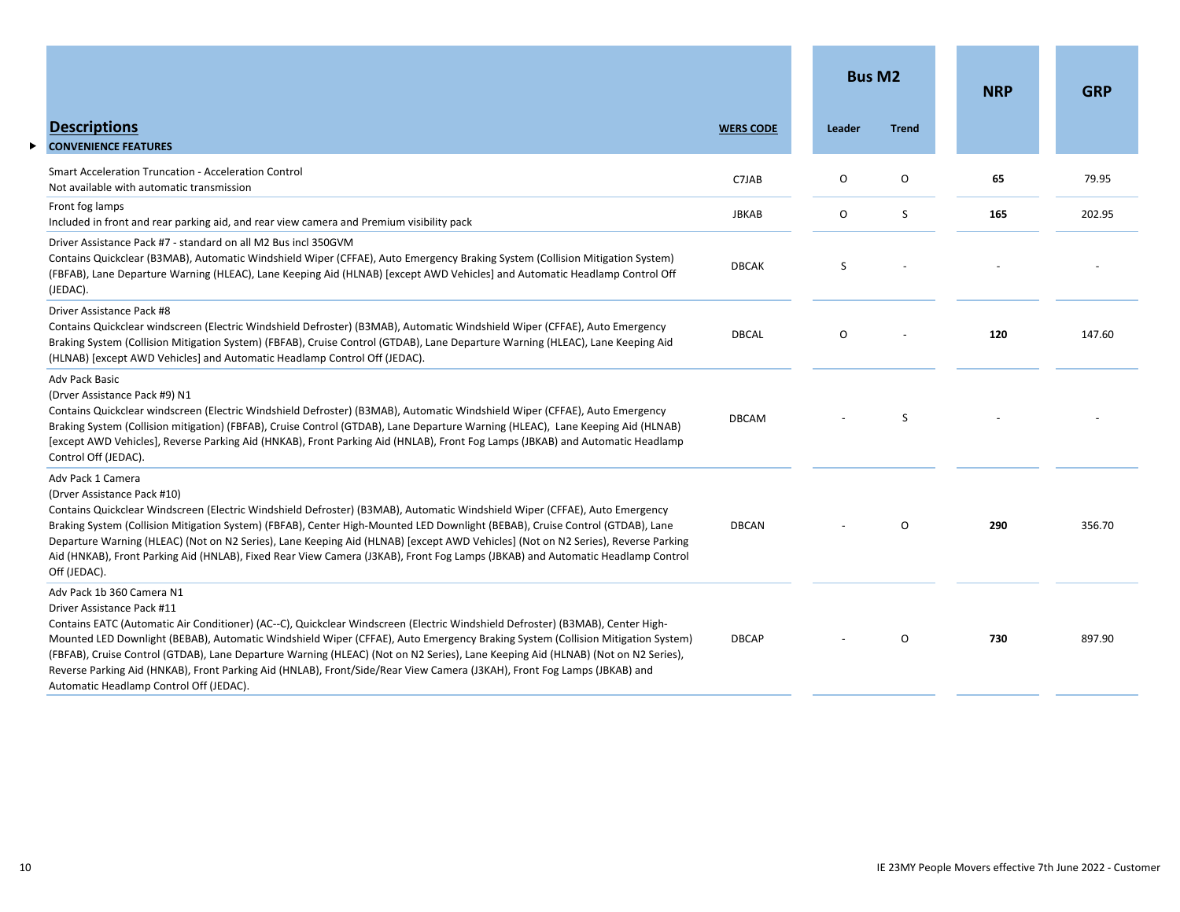| Descriptions | WERS CODE | Bus M2 | | NRP | GRP |
|---|---|---|---|---|---|
| | | Leader | Trend | | |
| **CONVENIENCE FEATURES** | | | | | |
| Smart Acceleration Truncation - Acceleration Control<br>Not available with automatic transmission | C7JAB | O | O | **65** | 79.95 |
| Front fog lamps<br>Included in front and rear parking aid, and rear view camera and Premium visibility pack | JBKAB | O | S | **165** | 202.95 |
| Driver Assistance Pack #7 - standard on all M2 Bus incl 350GVM<br>Contains Quickclear (B3MAB), Automatic Windshield Wiper (CFFAE), Auto Emergency Braking System (Collision Mitigation System) (FBFAB), Lane Departure Warning (HLEAC), Lane Keeping Aid (HLNAB) [except AWD Vehicles] and Automatic Headlamp Control Off (JEDAC). | DBCAK | S | - | - | - |
| Driver Assistance Pack #8<br>Contains Quickclear windscreen (Electric Windshield Defroster) (B3MAB), Automatic Windshield Wiper (CFFAE), Auto Emergency Braking System (Collision Mitigation System) (FBFAB), Cruise Control (GTDAB), Lane Departure Warning (HLEAC), Lane Keeping Aid (HLNAB) [except AWD Vehicles] and Automatic Headlamp Control Off (JEDAC). | DBCAL | O | - | **120** | 147.60 |
| Adv Pack Basic<br>(Drver Assistance Pack #9) N1<br>Contains Quickclear windscreen (Electric Windshield Defroster) (B3MAB), Automatic Windshield Wiper (CFFAE), Auto Emergency Braking System (Collision mitigation) (FBFAB), Cruise Control (GTDAB), Lane Departure Warning (HLEAC), Lane Keeping Aid (HLNAB) [except AWD Vehicles], Reverse Parking Aid (HNKAB), Front Parking Aid (HNLAB), Front Fog Lamps (JBKAB) and Automatic Headlamp Control Off (JEDAC). | DBCAM | - | S | - | - |
| Adv Pack 1 Camera<br>(Drver Assistance Pack #10)<br>Contains Quickclear Windscreen (Electric Windshield Defroster) (B3MAB), Automatic Windshield Wiper (CFFAE), Auto Emergency Braking System (Collision Mitigation System) (FBFAB), Center High-Mounted LED Downlight (BEBAB), Cruise Control (GTDAB), Lane Departure Warning (HLEAC) (Not on N2 Series), Lane Keeping Aid (HLNAB) [except AWD Vehicles] (Not on N2 Series), Reverse Parking Aid (HNKAB), Front Parking Aid (HNLAB), Fixed Rear View Camera (J3KAB), Front Fog Lamps (JBKAB) and Automatic Headlamp Control Off (JEDAC). | DBCAN | - | O | **290** | 356.70 |
| Adv Pack 1b 360 Camera N1<br>Driver Assistance Pack #11<br>Contains EATC (Automatic Air Conditioner) (AC--C), Quickclear Windscreen (Electric Windshield Defroster) (B3MAB), Center High-Mounted LED Downlight (BEBAB), Automatic Windshield Wiper (CFFAE), Auto Emergency Braking System (Collision Mitigation System) (FBFAB), Cruise Control (GTDAB), Lane Departure Warning (HLEAC) (Not on N2 Series), Lane Keeping Aid (HLNAB) (Not on N2 Series), Reverse Parking Aid (HNKAB), Front Parking Aid (HNLAB), Front/Side/Rear View Camera (J3KAH), Front Fog Lamps (JBKAB) and Automatic Headlamp Control Off (JEDAC). | DBCAP | - | O | **730** | 897.90 |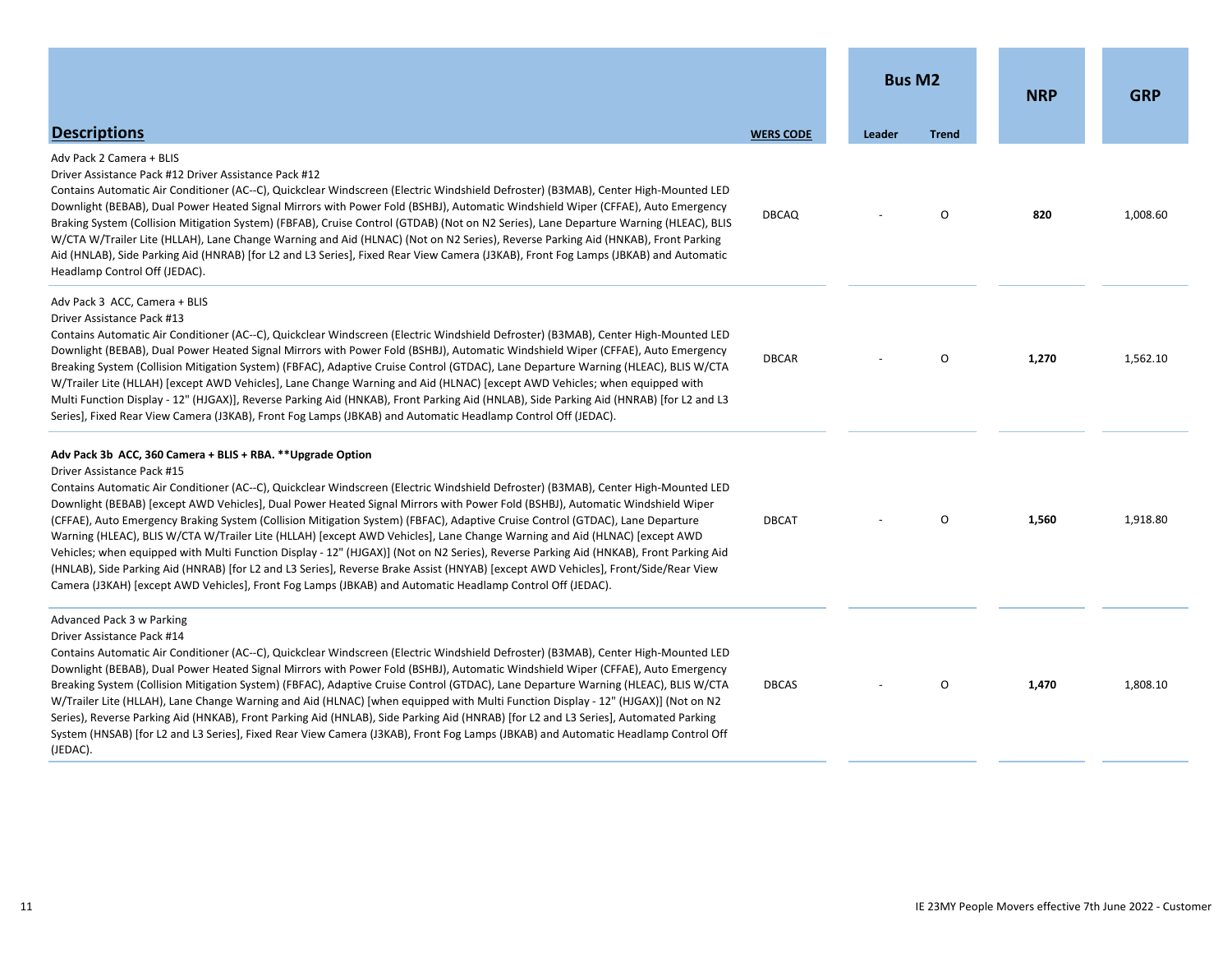| Descriptions | WERS CODE | Bus M2 | | NRP | GRP |
|---|---|---|---|---|---|
| | | Leader | Trend | | |
| Adv Pack 2 Camera + BLIS<br>Driver Assistance Pack #12 Driver Assistance Pack #12<br>Contains Automatic Air Conditioner (AC--C), Quickclear Windscreen (Electric Windshield Defroster) (B3MAB), Center High-Mounted LED Downlight (BEBAB), Dual Power Heated Signal Mirrors with Power Fold (BSHBJ), Automatic Windshield Wiper (CFFAE), Auto Emergency Braking System (Collision Mitigation System) (FBFAB), Cruise Control (GTDAB) (Not on N2 Series), Lane Departure Warning (HLEAC), BLIS W/CTA W/Trailer Lite (HLLAH), Lane Change Warning and Aid (HLNAC) (Not on N2 Series), Reverse Parking Aid (HNKAB), Front Parking Aid (HNLAB), Side Parking Aid (HNRAB) [for L2 and L3 Series], Fixed Rear View Camera (J3KAB), Front Fog Lamps (JBKAB) and Automatic Headlamp Control Off (JEDAC). | DBCAQ | - | O | **820** | 1,008.60 |
| Adv Pack 3 ACC, Camera + BLIS<br>Driver Assistance Pack #13<br>Contains Automatic Air Conditioner (AC--C), Quickclear Windscreen (Electric Windshield Defroster) (B3MAB), Center High-Mounted LED Downlight (BEBAB), Dual Power Heated Signal Mirrors with Power Fold (BSHBJ), Automatic Windshield Wiper (CFFAE), Auto Emergency Breaking System (Collision Mitigation System) (FBFAC), Adaptive Cruise Control (GTDAC), Lane Departure Warning (HLEAC), BLIS W/CTA W/Trailer Lite (HLLAH) [except AWD Vehicles], Lane Change Warning and Aid (HLNAC) [except AWD Vehicles; when equipped with Multi Function Display - 12" (HJGAX)], Reverse Parking Aid (HNKAB), Front Parking Aid (HNLAB), Side Parking Aid (HNRAB) [for L2 and L3 Series], Fixed Rear View Camera (J3KAB), Front Fog Lamps (JBKAB) and Automatic Headlamp Control Off (JEDAC). | DBCAR | - | O | **1,270** | 1,562.10 |
| **Adv Pack 3b ACC, 360 Camera + BLIS + RBA. \*\*Upgrade Option**<br>Driver Assistance Pack #15<br>Contains Automatic Air Conditioner (AC--C), Quickclear Windscreen (Electric Windshield Defroster) (B3MAB), Center High-Mounted LED Downlight (BEBAB) [except AWD Vehicles], Dual Power Heated Signal Mirrors with Power Fold (BSHBJ), Automatic Windshield Wiper (CFFAE), Auto Emergency Braking System (Collision Mitigation System) (FBFAC), Adaptive Cruise Control (GTDAC), Lane Departure Warning (HLEAC), BLIS W/CTA W/Trailer Lite (HLLAH) [except AWD Vehicles], Lane Change Warning and Aid (HLNAC) [except AWD Vehicles; when equipped with Multi Function Display - 12" (HJGAX)] (Not on N2 Series), Reverse Parking Aid (HNKAB), Front Parking Aid (HNLAB), Side Parking Aid (HNRAB) [for L2 and L3 Series], Reverse Brake Assist (HNYAB) [except AWD Vehicles], Front/Side/Rear View Camera (J3KAH) [except AWD Vehicles], Front Fog Lamps (JBKAB) and Automatic Headlamp Control Off (JEDAC). | DBCAT | - | O | **1,560** | 1,918.80 |
| Advanced Pack 3 w Parking<br>Driver Assistance Pack #14<br>Contains Automatic Air Conditioner (AC--C), Quickclear Windscreen (Electric Windshield Defroster) (B3MAB), Center High-Mounted LED Downlight (BEBAB), Dual Power Heated Signal Mirrors with Power Fold (BSHBJ), Automatic Windshield Wiper (CFFAE), Auto Emergency Breaking System (Collision Mitigation System) (FBFAC), Adaptive Cruise Control (GTDAC), Lane Departure Warning (HLEAC), BLIS W/CTA W/Trailer Lite (HLLAH), Lane Change Warning and Aid (HLNAC) [when equipped with Multi Function Display - 12" (HJGAX)] (Not on N2 Series), Reverse Parking Aid (HNKAB), Front Parking Aid (HNLAB), Side Parking Aid (HNRAB) [for L2 and L3 Series], Automated Parking System (HNSAB) [for L2 and L3 Series], Fixed Rear View Camera (J3KAB), Front Fog Lamps (JBKAB) and Automatic Headlamp Control Off (JEDAC). | DBCAS | - | O | **1,470** | 1,808.10 |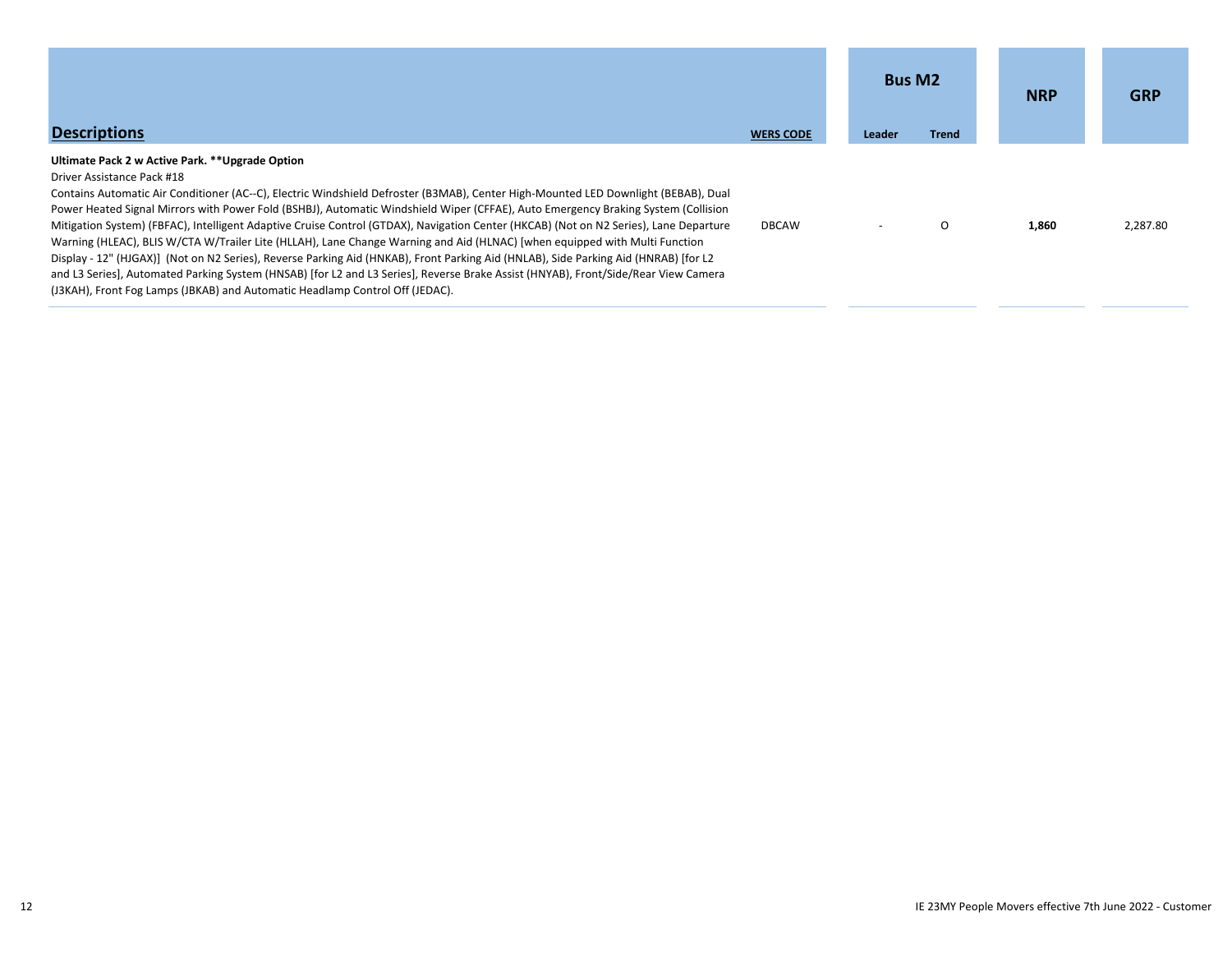| Descriptions | WERS CODE | Bus M2 | | NRP | GRP |
|---|---|---|---|---|---|
| | | Leader | Trend | | |
| **Ultimate Pack 2 w Active Park. **Upgrade Option**<br>Driver Assistance Pack #18<br>Contains Automatic Air Conditioner (AC--C), Electric Windshield Defroster (B3MAB), Center High-Mounted LED Downlight (BEBAB), Dual Power Heated Signal Mirrors with Power Fold (BSHBJ), Automatic Windshield Wiper (CFFAE), Auto Emergency Braking System (Collision Mitigation System) (FBFAC), Intelligent Adaptive Cruise Control (GTDAX), Navigation Center (HKCAB) (Not on N2 Series), Lane Departure Warning (HLEAC), BLIS W/CTA W/Trailer Lite (HLLAH), Lane Change Warning and Aid (HLNAC) [when equipped with Multi Function Display - 12" (HJGAX)] (Not on N2 Series), Reverse Parking Aid (HNKAB), Front Parking Aid (HNLAB), Side Parking Aid (HNRAB) [for L2 and L3 Series], Automated Parking System (HNSAB) [for L2 and L3 Series], Reverse Brake Assist (HNYAB), Front/Side/Rear View Camera (J3KAH), Front Fog Lamps (JBKAB) and Automatic Headlamp Control Off (JEDAC). | DBCAW | - | O | **1,860** | 2,287.80 |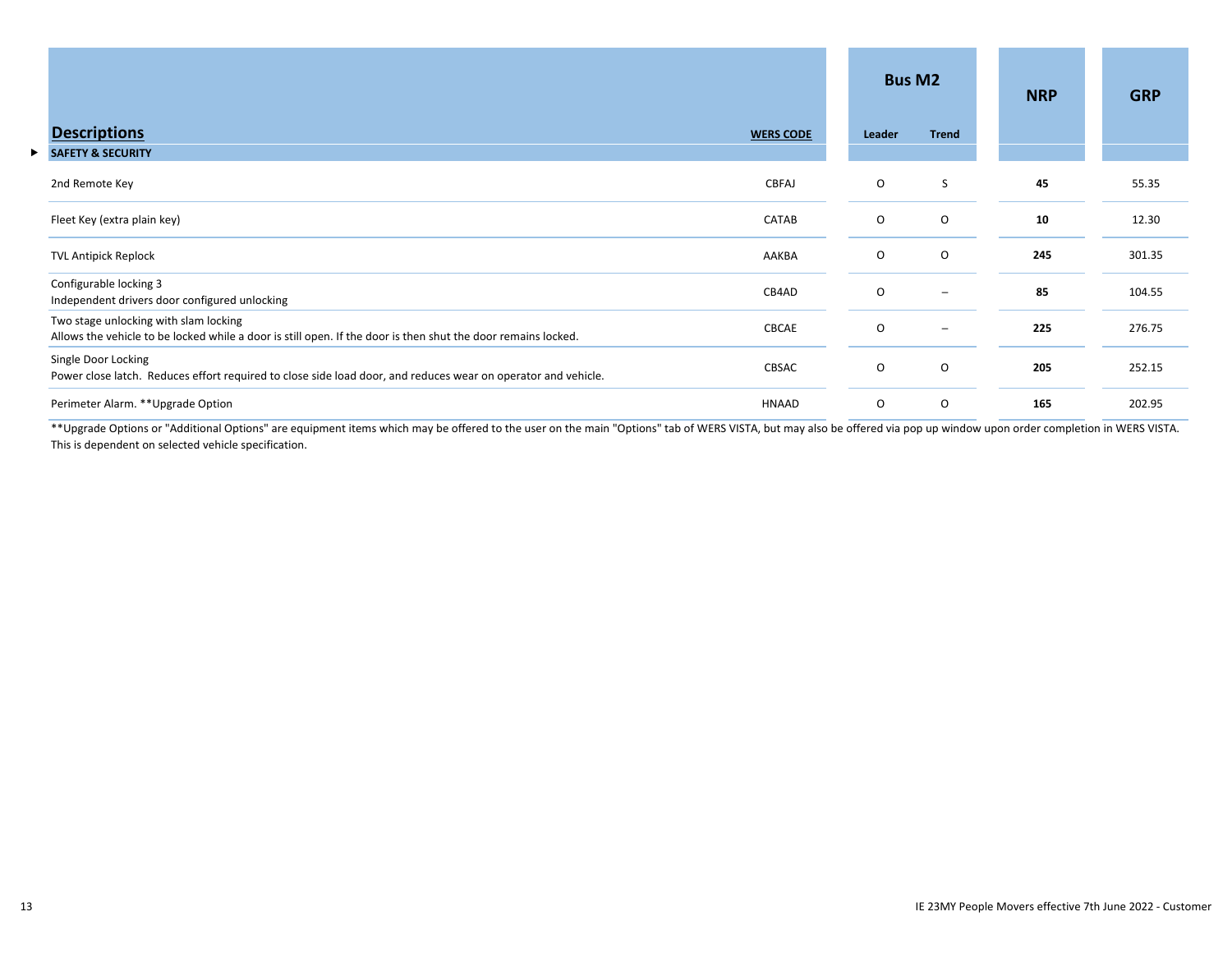| Descriptions | WERS CODE | Bus M2 | | NRP | GRP |
|---|---|---|---|---|---|
| | | Leader | Trend | | |
| **SAFETY & SECURITY** | | | | | |
| 2nd Remote Key | CBFAJ | O | S | **45** | 55.35 |
| Fleet Key (extra plain key) | CATAB | O | O | **10** | 12.30 |
| TVL Antipick Replock | AAKBA | O | O | **245** | 301.35 |
| Configurable locking 3<br>Independent drivers door configured unlocking | CB4AD | O | – | **85** | 104.55 |
| Two stage unlocking with slam locking<br>Allows the vehicle to be locked while a door is still open. If the door is then shut the door remains locked. | CBCAE | O | – | **225** | 276.75 |
| Single Door Locking<br>Power close latch. Reduces effort required to close side load door, and reduces wear on operator and vehicle. | CBSAC | O | O | **205** | 252.15 |
| Perimeter Alarm. **Upgrade Option | HNAAD | O | O | **165** | 202.95 |

**Upgrade Options or "Additional Options" are equipment items which may be offered to the user on the main "Options" tab of WERS VISTA, but may also be offered via pop up window upon order completion in WERS VISTA. This is dependent on selected vehicle specification.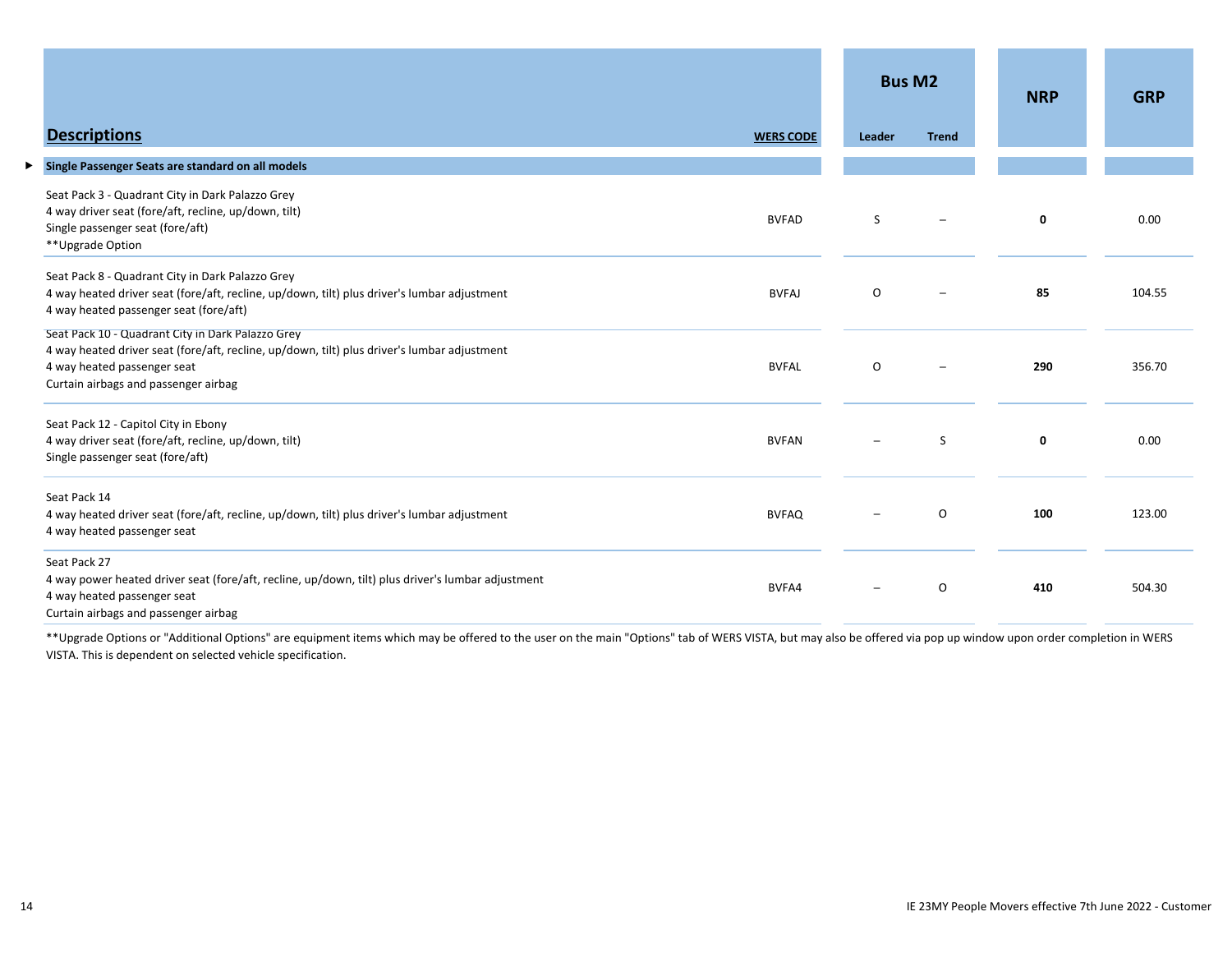| Descriptions | WERS CODE | Bus M2 | | NRP | GRP |
|---|---|---|---|---|---|
| | | Leader | Trend | | |
| **Single Passenger Seats are standard on all models** | | | | | |
| Seat Pack 3 - Quadrant City in Dark Palazzo Grey<br>4 way driver seat (fore/aft, recline, up/down, tilt)<br>Single passenger seat (fore/aft)<br>**Upgrade Option | BVFAD | S | – | **0** | 0.00 |
| Seat Pack 8 - Quadrant City in Dark Palazzo Grey<br>4 way heated driver seat (fore/aft, recline, up/down, tilt) plus driver's lumbar adjustment<br>4 way heated passenger seat (fore/aft) | BVFAJ | O | – | **85** | 104.55 |
| Seat Pack 10 - Quadrant City in Dark Palazzo Grey<br>4 way heated driver seat (fore/aft, recline, up/down, tilt) plus driver's lumbar adjustment<br>4 way heated passenger seat<br>Curtain airbags and passenger airbag | BVFAL | O | – | **290** | 356.70 |
| Seat Pack 12 - Capitol City in Ebony<br>4 way driver seat (fore/aft, recline, up/down, tilt)<br>Single passenger seat (fore/aft) | BVFAN | – | S | **0** | 0.00 |
| Seat Pack 14<br>4 way heated driver seat (fore/aft, recline, up/down, tilt) plus driver's lumbar adjustment<br>4 way heated passenger seat | BVFAQ | – | O | **100** | 123.00 |
| Seat Pack 27<br>4 way power heated driver seat (fore/aft, recline, up/down, tilt) plus driver's lumbar adjustment<br>4 way heated passenger seat<br>Curtain airbags and passenger airbag | BVFA4 | – | O | **410** | 504.30 |

**Upgrade Options or "Additional Options" are equipment items which may be offered to the user on the main "Options" tab of WERS VISTA, but may also be offered via pop up window upon order completion in WERS VISTA. This is dependent on selected vehicle specification.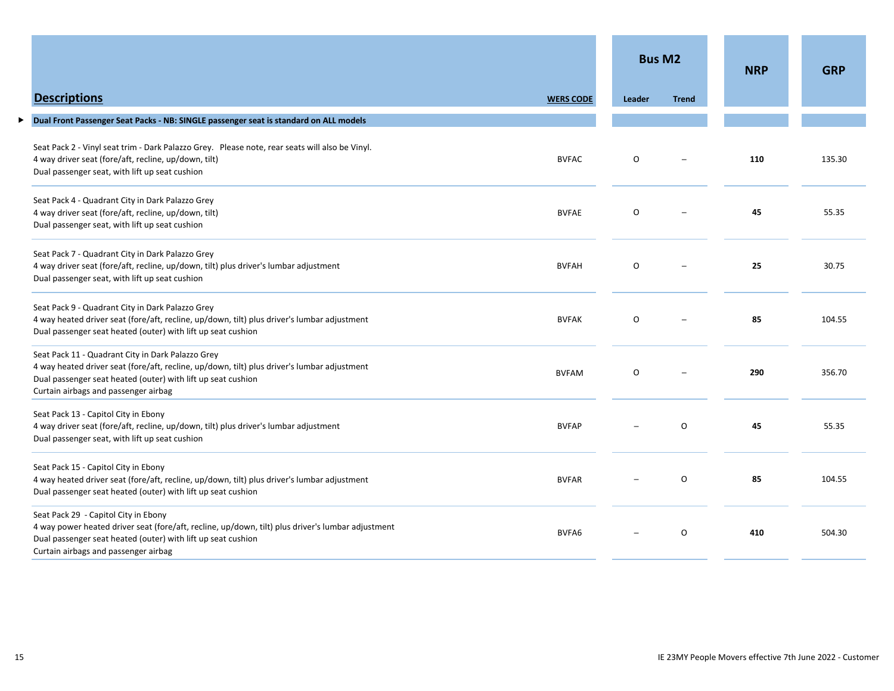| Descriptions | WERS CODE | Bus M2 | | NRP | GRP |
|---|---|---|---|---|---|
| | | Leader | Trend | | |
| **Dual Front Passenger Seat Packs - NB: SINGLE passenger seat is standard on ALL models** | | | | | |
| Seat Pack 2 - Vinyl seat trim - Dark Palazzo Grey. Please note, rear seats will also be Vinyl.<br>4 way driver seat (fore/aft, recline, up/down, tilt)<br>Dual passenger seat, with lift up seat cushion | BVFAC | O | – | **110** | 135.30 |
| Seat Pack 4 - Quadrant City in Dark Palazzo Grey<br>4 way driver seat (fore/aft, recline, up/down, tilt)<br>Dual passenger seat, with lift up seat cushion | BVFAE | O | – | **45** | 55.35 |
| Seat Pack 7 - Quadrant City in Dark Palazzo Grey<br>4 way driver seat (fore/aft, recline, up/down, tilt) plus driver's lumbar adjustment<br>Dual passenger seat, with lift up seat cushion | BVFAH | O | – | **25** | 30.75 |
| Seat Pack 9 - Quadrant City in Dark Palazzo Grey<br>4 way heated driver seat (fore/aft, recline, up/down, tilt) plus driver's lumbar adjustment<br>Dual passenger seat heated (outer) with lift up seat cushion | BVFAK | O | – | **85** | 104.55 |
| Seat Pack 11 - Quadrant City in Dark Palazzo Grey<br>4 way heated driver seat (fore/aft, recline, up/down, tilt) plus driver's lumbar adjustment<br>Dual passenger seat heated (outer) with lift up seat cushion<br>Curtain airbags and passenger airbag | BVFAM | O | – | **290** | 356.70 |
| Seat Pack 13 - Capitol City in Ebony<br>4 way driver seat (fore/aft, recline, up/down, tilt) plus driver's lumbar adjustment<br>Dual passenger seat, with lift up seat cushion | BVFAP | – | O | **45** | 55.35 |
| Seat Pack 15 - Capitol City in Ebony<br>4 way heated driver seat (fore/aft, recline, up/down, tilt) plus driver's lumbar adjustment<br>Dual passenger seat heated (outer) with lift up seat cushion | BVFAR | – | O | **85** | 104.55 |
| Seat Pack 29 - Capitol City in Ebony<br>4 way power heated driver seat (fore/aft, recline, up/down, tilt) plus driver's lumbar adjustment<br>Dual passenger seat heated (outer) with lift up seat cushion<br>Curtain airbags and passenger airbag | BVFA6 | – | O | **410** | 504.30 |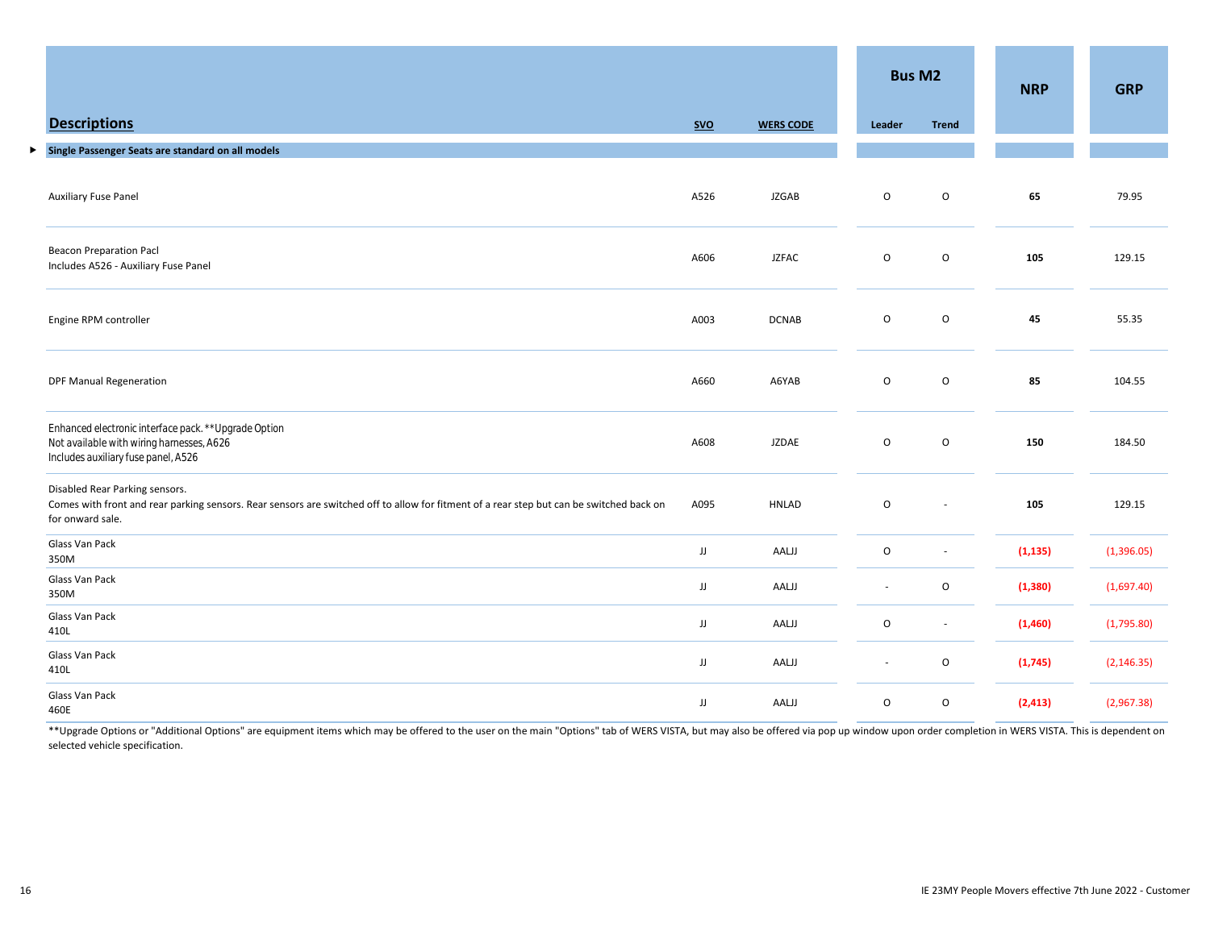| Descriptions | SVO | WERS CODE | Bus M2 | | NRP | GRP |
|---|---|---|---|---|---|---|
| | | | Leader | Trend | | |
| **Single Passenger Seats are standard on all models** | | | | | | |
| Auxiliary Fuse Panel | A526 | JZGAB | O | O | **65** | 79.95 |
| Beacon Preparation Pacl<br>Includes A526 - Auxiliary Fuse Panel | A606 | JZFAC | O | O | **105** | 129.15 |
| Engine RPM controller | A003 | DCNAB | O | O | **45** | 55.35 |
| DPF Manual Regeneration | A660 | A6YAB | O | O | **85** | 104.55 |
| Enhanced electronic interface pack. **Upgrade Option<br>Not available with wiring harnesses, A626<br>Includes auxiliary fuse panel, A526 | A608 | JZDAE | O | O | **150** | 184.50 |
| Disabled Rear Parking sensors.<br>Comes with front and rear parking sensors. Rear sensors are switched off to allow for fitment of a rear step but can be switched back on for onward sale. | A095 | HNLAD | O | - | **105** | 129.15 |
| Glass Van Pack<br>350M | JJ | AALJJ | O | - | **(1,135)** | (1,396.05) |
| Glass Van Pack<br>350M | JJ | AALJJ | - | O | **(1,380)** | (1,697.40) |
| Glass Van Pack<br>410L | JJ | AALJJ | O | - | **(1,460)** | (1,795.80) |
| Glass Van Pack<br>410L | JJ | AALJJ | - | O | **(1,745)** | (2,146.35) |
| Glass Van Pack<br>460E | JJ | AALJJ | O | O | **(2,413)** | (2,967.38) |

**Upgrade Options or "Additional Options" are equipment items which may be offered to the user on the main "Options" tab of WERS VISTA, but may also be offered via pop up window upon order completion in WERS VISTA. This is dependent on selected vehicle specification.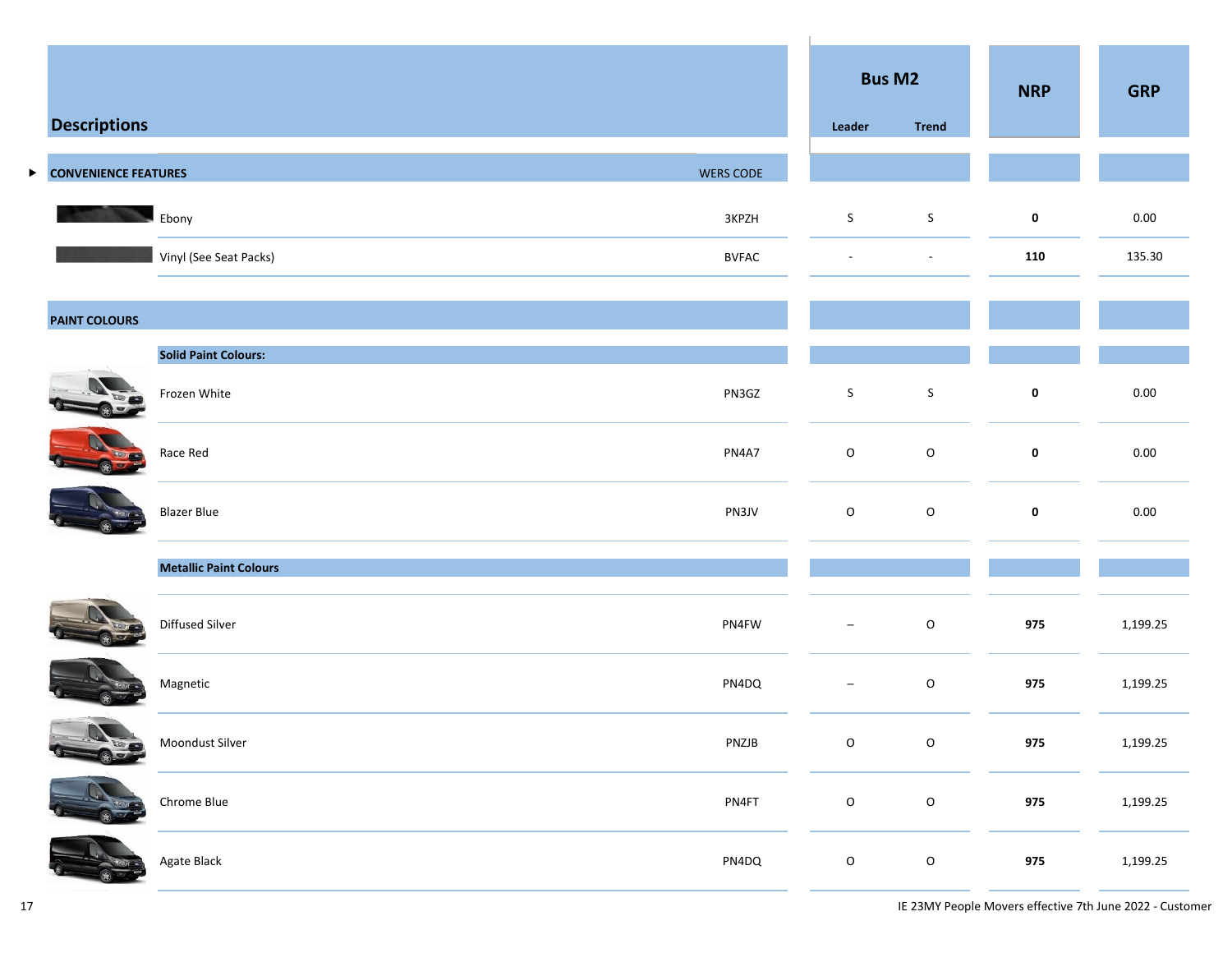| Descriptions | WERS CODE | Bus M2 Leader | Bus M2 Trend | NRP | GRP |
|---|---|---|---|---|---|
| **CONVENIENCE FEATURES** | | | | | |
| Ebony | 3KPZH | S | S | **0** | 0.00 |
| Vinyl (See Seat Packs) | BVFAC | - | - | **110** | 135.30 |
| **PAINT COLOURS** | | | | | |
| **Solid Paint Colours:** | | | | | |
| Frozen White | PN3GZ | S | S | **0** | 0.00 |
| Race Red | PN4A7 | O | O | **0** | 0.00 |
| Blazer Blue | PN3JV | O | O | **0** | 0.00 |
| **Metallic Paint Colours** | | | | | |
| Diffused Silver | PN4FW | – | O | **975** | 1,199.25 |
| Magnetic | PN4DQ | – | O | **975** | 1,199.25 |
| Moondust Silver | PNZJB | O | O | **975** | 1,199.25 |
| Chrome Blue | PN4FT | O | O | **975** | 1,199.25 |
| Agate Black | PN4DQ | O | O | **975** | 1,199.25 |

IE 23MY People Movers effective 7th June 2022 - Customer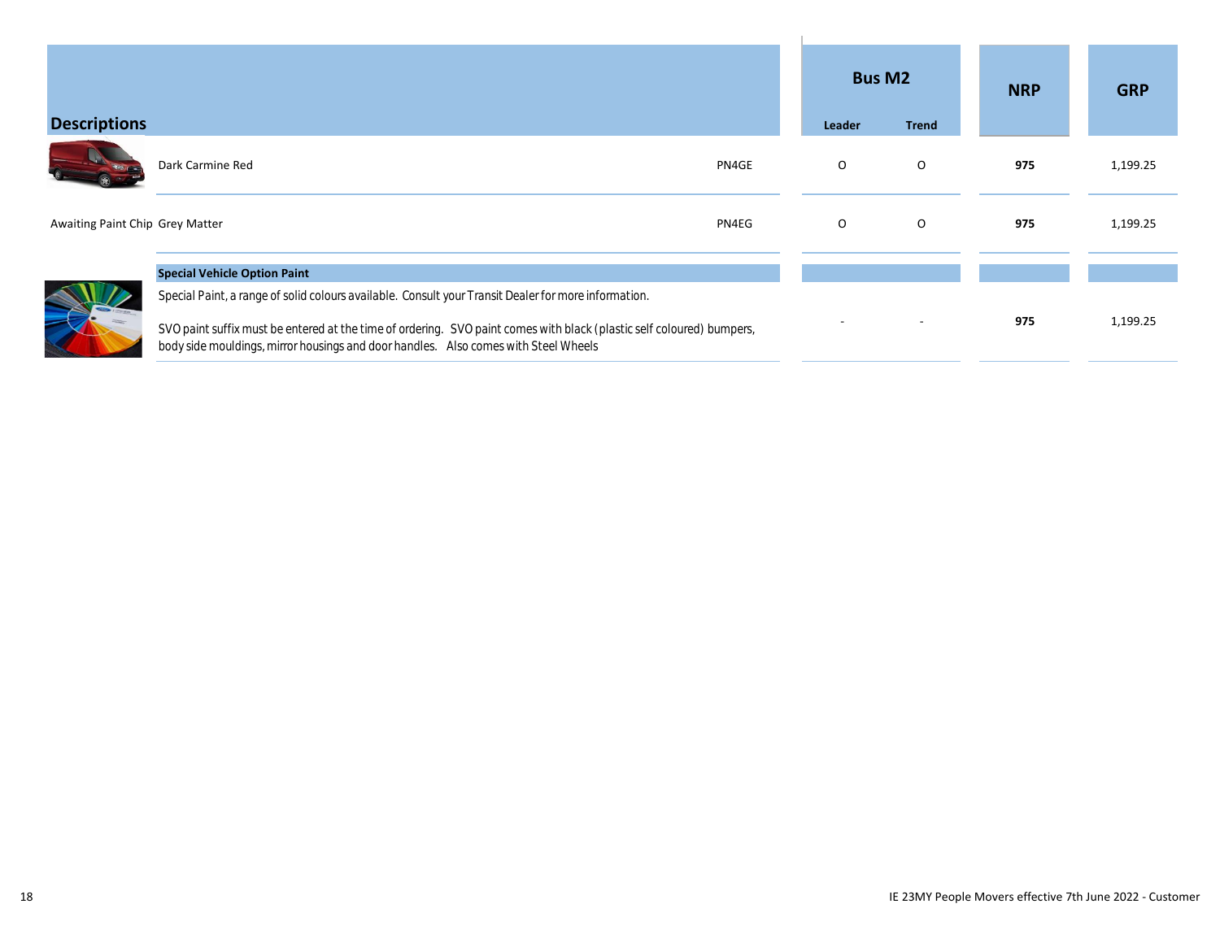| Descriptions | | | Bus M2 | | NRP | GRP |
|---|---|---|---|---|---|---|
| | | | Leader | Trend | | |
| | Dark Carmine Red | PN4GE | O | O | **975** | 1,199.25 |
| Awaiting Paint Chip | Grey Matter | PN4EG | O | O | **975** | 1,199.25 |
| | **Special Vehicle Option Paint** | | | | | |
| | Special Paint, a range of solid colours available. Consult your Transit Dealer for more information.<br><br>SVO paint suffix must be entered at the time of ordering. SVO paint comes with black (plastic self coloured) bumpers, body side mouldings, mirror housings and door handles. Also comes with Steel Wheels | | - | - | **975** | 1,199.25 |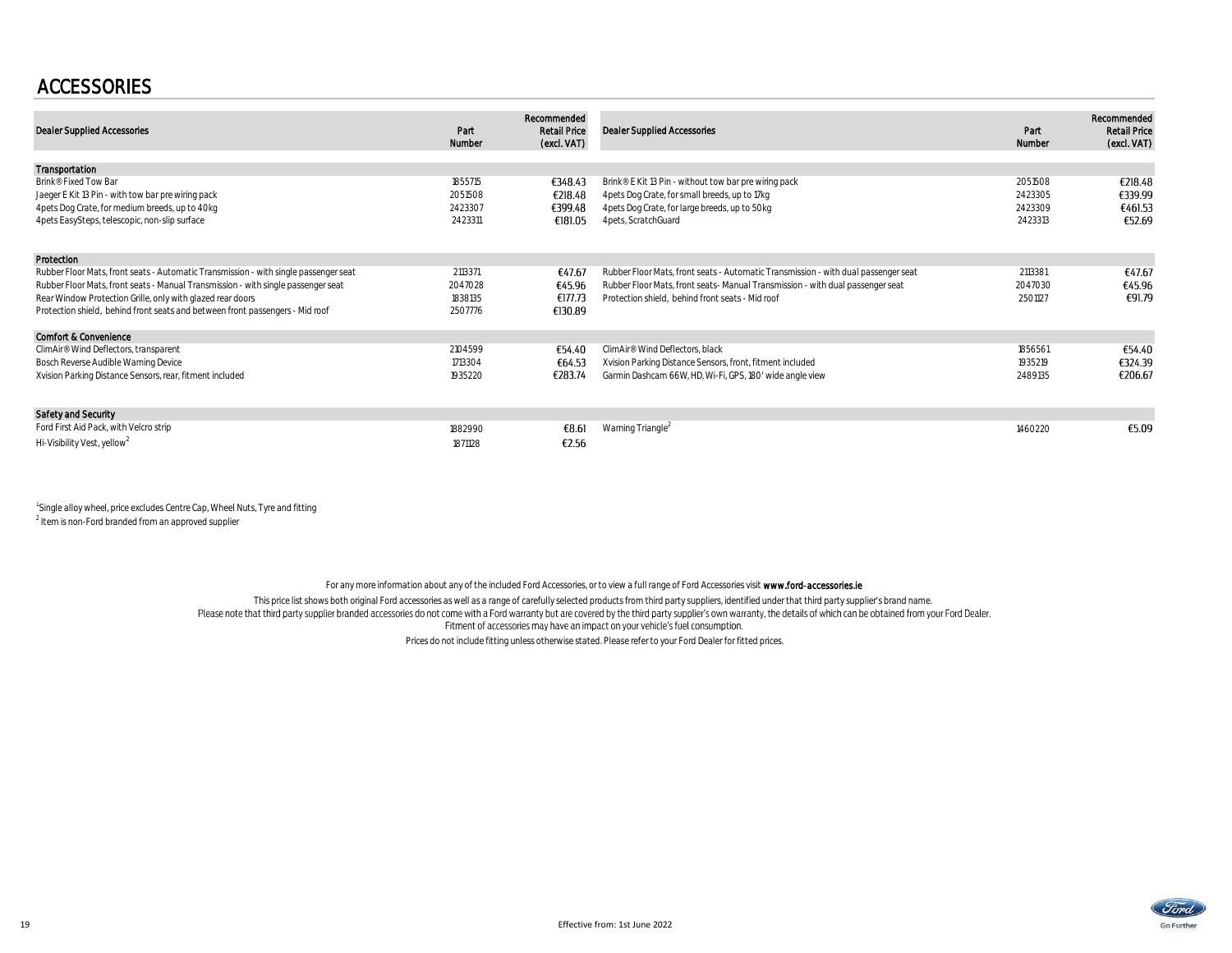# ACCESSORIES

| Dealer Supplied Accessories | Part Number | Recommended Retail Price (excl. VAT) | Dealer Supplied Accessories | Part Number | Recommended Retail Price (excl. VAT) |
|---|---|---|---|---|---|
| **Transportation** | | | | | |
| Brink® Fixed Tow Bar | 1855715 | €348.43 | Brink® E Kit 13 Pin - without tow bar pre wiring pack | 2051508 | €218.48 |
| Jaeger E Kit 13 Pin - with tow bar pre wiring pack | 2051508 | €218.48 | 4pets Dog Crate, for small breeds, up to 17kg | 2423305 | €339.99 |
| 4pets Dog Crate, for medium breeds, up to 40kg | 2423307 | €399.48 | 4pets Dog Crate, for large breeds, up to 50kg | 2423309 | €461.53 |
| 4pets EasySteps, telescopic, non-slip surface | 2423311 | €181.05 | 4pets, ScratchGuard | 2423313 | €52.69 |
| **Protection** | | | | | |
| Rubber Floor Mats, front seats - Automatic Transmission - with single passenger seat | 2113371 | €47.67 | Rubber Floor Mats, front seats - Automatic Transmission - with dual passenger seat | 2113381 | €47.67 |
| Rubber Floor Mats, front seats - Manual Transmission - with single passenger seat | 2047028 | €45.96 | Rubber Floor Mats, front seats- Manual Transmission - with dual passenger seat | 2047030 | €45.96 |
| Rear Window Protection Grille, only with glazed rear doors | 1838135 | €177.73 | Protection shield, behind front seats - Mid roof | 2501127 | €91.79 |
| Protection shield, behind front seats and between front passengers - Mid roof | 2507776 | €130.89 | | | |
| **Comfort & Convenience** | | | | | |
| ClimAir® Wind Deflectors, transparent | 2104599 | €54.40 | ClimAir® Wind Deflectors, black | 1856561 | €54.40 |
| Bosch Reverse Audible Warning Device | 1713304 | €64.53 | Xvision Parking Distance Sensors, front, fitment included | 1935219 | €324.39 |
| Xvision Parking Distance Sensors, rear, fitment included | 1935220 | €283.74 | Garmin Dashcam 66W, HD, Wi-Fi, GPS, 180' wide angle view | 2489135 | €206.67 |
| **Safety and Security** | | | | | |
| Ford First Aid Pack, with Velcro strip | 1882990 | €8.61 | Warning Triangle[2] | 1460220 | €5.09 |
| Hi-Visibility Vest, yellow[2] | 1871128 | €2.56 | | | |

[1]Single alloy wheel, price excludes Centre Cap, Wheel Nuts, Tyre and fitting
[2] Item is non-Ford branded from an approved supplier

For any more information about any of the included Ford Accessories, or to view a full range of Ford Accessories visit **www.ford-accessories.ie**

This price list shows both original Ford accessories as well as a range of carefully selected products from third party suppliers, identified under that third party supplier's brand name.

Please note that third party supplier branded accessories do not come with a Ford warranty but are covered by the third party supplier's own warranty, the details of which can be obtained from your Ford Dealer.

Fitment of accessories may have an impact on your vehicle's fuel consumption.

Prices do not include fitting unless otherwise stated. Please refer to your Ford Dealer for fitted prices.

Effective from: 1st June 2022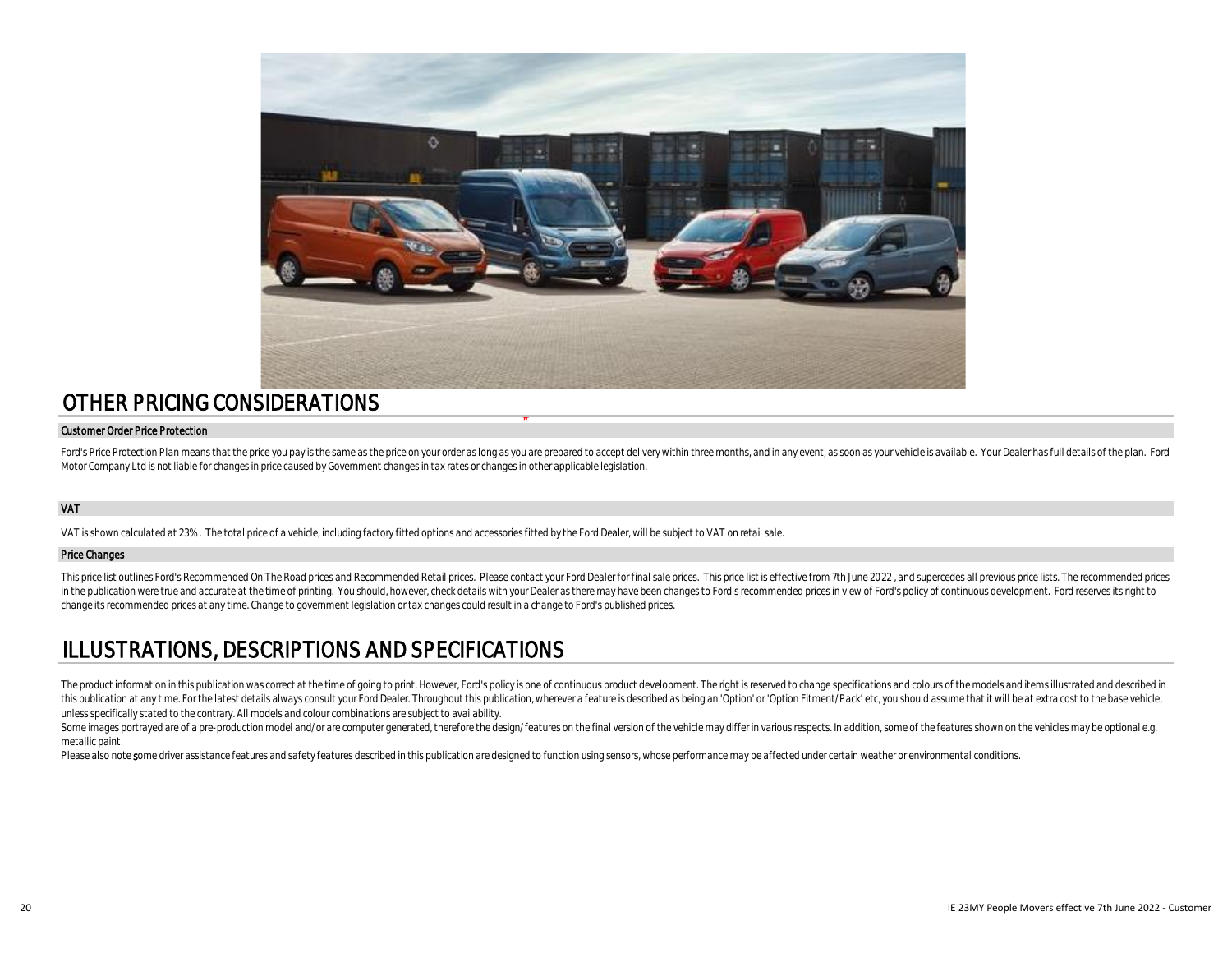# OTHER PRICING CONSIDERATIONS

### Customer Order Price Protection

Ford's Price Protection Plan means that the price you pay is the same as the price on your order as long as you are prepared to accept delivery within three months, and in any event, as soon as your vehicle is available. Your Dealer has full details of the plan. Ford Motor Company Ltd is not liable for changes in price caused by Government changes in tax rates or changes in other applicable legislation.

### VAT

VAT is shown calculated at 23%. The total price of a vehicle, including factory fitted options and accessories fitted by the Ford Dealer, will be subject to VAT on retail sale.

### Price Changes

This price list outlines Ford's Recommended On The Road prices and Recommended Retail prices. Please contact your Ford Dealer for final sale prices. This price list is effective from 7th June 2022 , and supercedes all previous price lists. The recommended prices in the publication were true and accurate at the time of printing. You should, however, check details with your Dealer as there may have been changes to Ford's recommended prices in view of Ford's policy of continuous development. Ford reserves its right to change its recommended prices at any time. Change to government legislation or tax changes could result in a change to Ford's published prices.

# ILLUSTRATIONS, DESCRIPTIONS AND SPECIFICATIONS

The product information in this publication was correct at the time of going to print. However, Ford's policy is one of continuous product development. The right is reserved to change specifications and colours of the models and items illustrated and described in this publication at any time. For the latest details always consult your Ford Dealer. Throughout this publication, wherever a feature is described as being an 'Option' or 'Option Fitment/Pack' etc, you should assume that it will be at extra cost to the base vehicle, unless specifically stated to the contrary. All models and colour combinations are subject to availability.

Some images portrayed are of a pre-production model and/or are computer generated, therefore the design/features on the final version of the vehicle may differ in various respects. In addition, some of the features shown on the vehicles may be optional e.g. metallic paint.

Please also note some driver assistance features and safety features described in this publication are designed to function using sensors, whose performance may be affected under certain weather or environmental conditions.